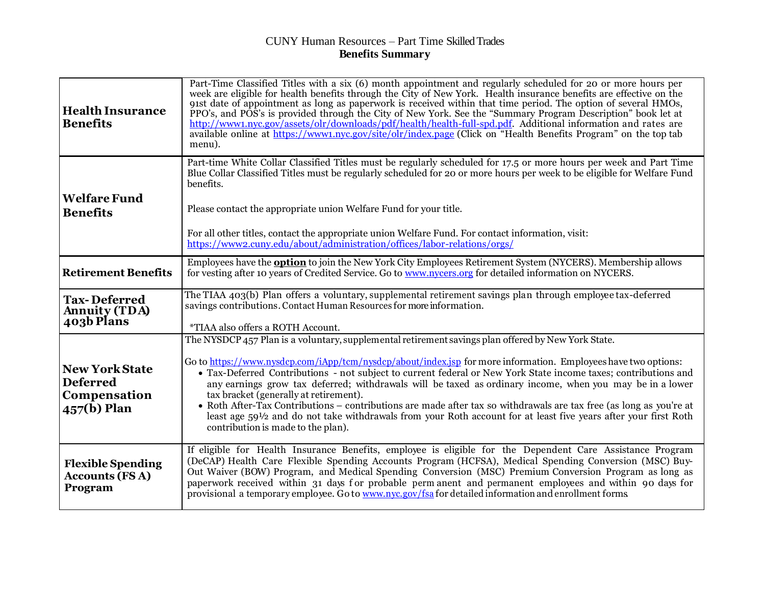# CUNY Human Resources – Part Time Skilled Trades

## Benefits Summary

| | |
|---|---|
| **Health Insurance Benefits** | Part-Time Classified Titles with a six (6) month appointment and regularly scheduled for 20 or more hours per week are eligible for health benefits through the City of New York. Health insurance benefits are effective on the 91st date of appointment as long as paperwork is received within that time period. The option of several HMOs, PPO's, and POS's is provided through the City of New York. See the "Summary Program Description" book let at http://www1.nyc.gov/assets/olr/downloads/pdf/health/health-full-spd.pdf. Additional information and rates are available online at https://www1.nyc.gov/site/olr/index.page (Click on "Health Benefits Program" on the top tab menu). |
| **Welfare Fund Benefits** | Part-time White Collar Classified Titles must be regularly scheduled for 17.5 or more hours per week and Part Time Blue Collar Classified Titles must be regularly scheduled for 20 or more hours per week to be eligible for Welfare Fund benefits.<br><br>Please contact the appropriate union Welfare Fund for your title.<br><br>For all other titles, contact the appropriate union Welfare Fund. For contact information, visit: https://www2.cuny.edu/about/administration/offices/labor-relations/orgs/ |
| **Retirement Benefits** | Employees have the **option** to join the New York City Employees Retirement System (NYCERS). Membership allows for vesting after 10 years of Credited Service. Go to www.nycers.org for detailed information on NYCERS. |
| **Tax-Deferred Annuity (TDA) 403b Plans** | The TIAA 403(b) Plan offers a voluntary, supplemental retirement savings plan through employee tax-deferred savings contributions. Contact Human Resources for more information.<br><br>*TIAA also offers a ROTH Account. |
| **New York State Deferred Compensation 457(b) Plan** | The NYSDCP 457 Plan is a voluntary, supplemental retirement savings plan offered by New York State.<br><br>Go to https://www.nysdcp.com/iApp/tcm/nysdcp/about/index.jsp for more information. Employees have two options:<br>• Tax-Deferred Contributions - not subject to current federal or New York State income taxes; contributions and any earnings grow tax deferred; withdrawals will be taxed as ordinary income, when you may be in a lower tax bracket (generally at retirement).<br>• Roth After-Tax Contributions – contributions are made after tax so withdrawals are tax free (as long as you're at least age 59½ and do not take withdrawals from your Roth account for at least five years after your first Roth contribution is made to the plan). |
| **Flexible Spending Accounts (FSA) Program** | If eligible for Health Insurance Benefits, employee is eligible for the Dependent Care Assistance Program (DeCAP) Health Care Flexible Spending Accounts Program (HCFSA), Medical Spending Conversion (MSC) Buy-Out Waiver (BOW) Program, and Medical Spending Conversion (MSC) Premium Conversion Program as long as paperwork received within 31 days for probable permanent and permanent employees and within 90 days for provisional a temporary employee. Go to www.nyc.gov/fsa for detailed information and enrollment forms. |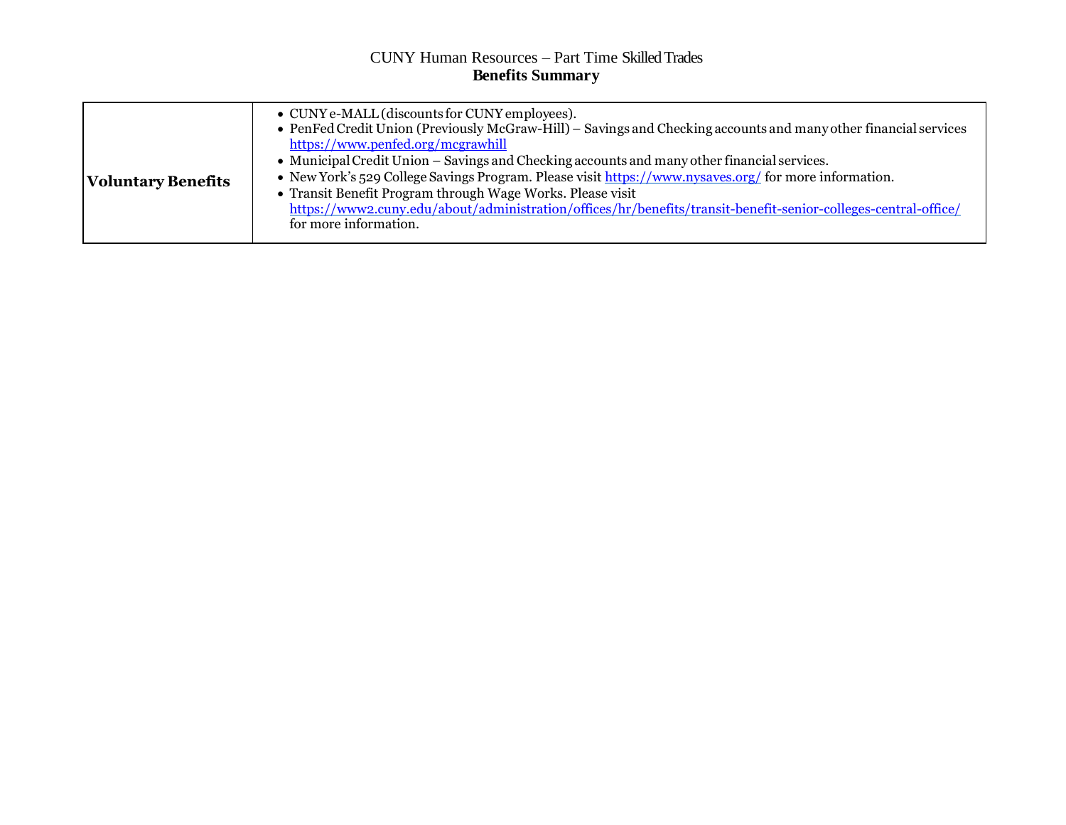| Voluntary Benefits | • CUNY e-MALL (discounts for CUNY employees).<br>• PenFed Credit Union (Previously McGraw-Hill) – Savings and Checking accounts and many other financial services https://www.penfed.org/mcgrawhill<br>• Municipal Credit Union – Savings and Checking accounts and many other financial services.<br>• New York's 529 College Savings Program. Please visit https://www.nysaves.org/ for more information.<br>• Transit Benefit Program through Wage Works. Please visit https://www2.cuny.edu/about/administration/offices/hr/benefits/transit-benefit-senior-colleges-central-office/ for more information. |
|---|---|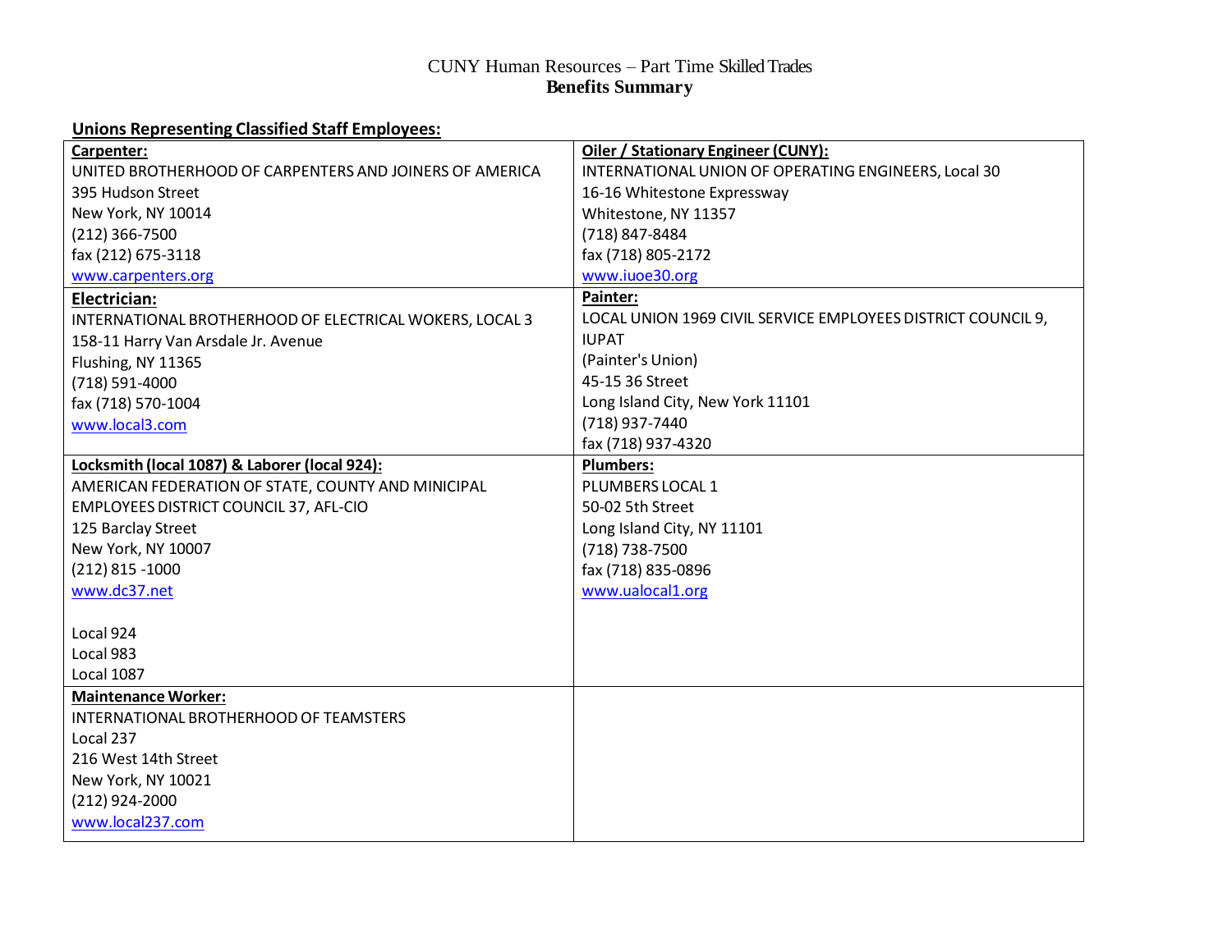CUNY Human Resources – Part Time Skilled Trades
**Benefits Summary**

**Unions Representing Classified Staff Employees:**

| | |
|---|---|
| **Carpenter:**<br>UNITED BROTHERHOOD OF CARPENTERS AND JOINERS OF AMERICA<br>395 Hudson Street<br>New York, NY 10014<br>(212) 366-7500<br>fax (212) 675-3118<br>www.carpenters.org | **Oiler / Stationary Engineer (CUNY):**<br>INTERNATIONAL UNION OF OPERATING ENGINEERS, Local 30<br>16-16 Whitestone Expressway<br>Whitestone, NY 11357<br>(718) 847-8484<br>fax (718) 805-2172<br>www.iuoe30.org |
| **Electrician:**<br>INTERNATIONAL BROTHERHOOD OF ELECTRICAL WOKERS, LOCAL 3<br>158-11 Harry Van Arsdale Jr. Avenue<br>Flushing, NY 11365<br>(718) 591-4000<br>fax (718) 570-1004<br>www.local3.com | **Painter:**<br>LOCAL UNION 1969 CIVIL SERVICE EMPLOYEES DISTRICT COUNCIL 9, IUPAT<br>(Painter's Union)<br>45-15 36 Street<br>Long Island City, New York 11101<br>(718) 937-7440<br>fax (718) 937-4320 |
| **Locksmith (local 1087) & Laborer (local 924):**<br>AMERICAN FEDERATION OF STATE, COUNTY AND MINICIPAL EMPLOYEES DISTRICT COUNCIL 37, AFL-CIO<br>125 Barclay Street<br>New York, NY 10007<br>(212) 815 -1000<br>www.dc37.net<br><br>Local 924<br>Local 983<br>Local 1087 | **Plumbers:**<br>PLUMBERS LOCAL 1<br>50-02 5th Street<br>Long Island City, NY 11101<br>(718) 738-7500<br>fax (718) 835-0896<br>www.ualocal1.org |
| **Maintenance Worker:**<br>INTERNATIONAL BROTHERHOOD OF TEAMSTERS<br>Local 237<br>216 West 14th Street<br>New York, NY 10021<br>(212) 924-2000<br>www.local237.com | |